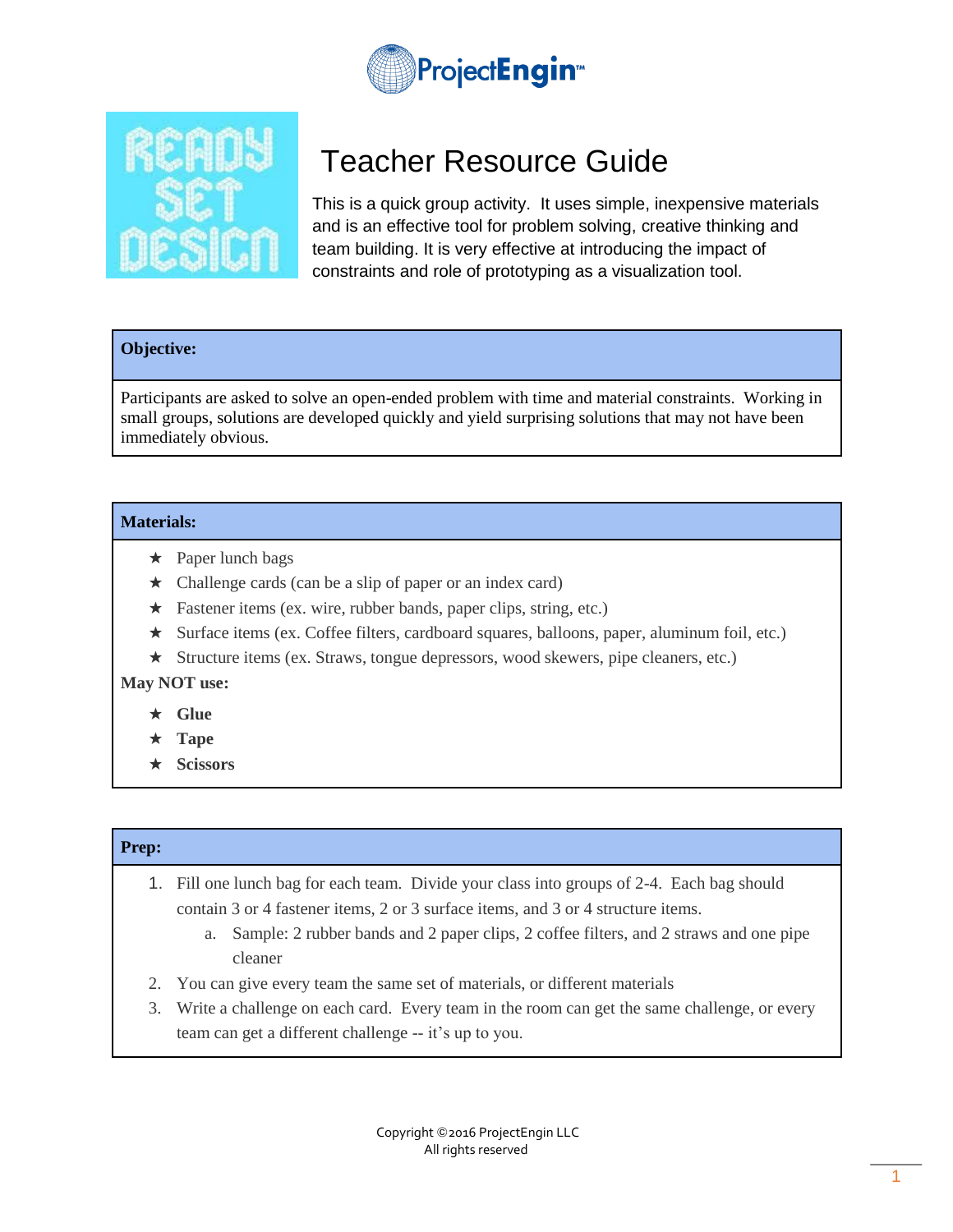# Teacher Resource Guide

This is a quick group activity. It uses simple, inexpensive materials and is an effective tool for problem solving, creative thinking and team building. It is very effective at introducing the impact of constraints and role of prototyping as a visualization tool.

## Objective:

Participants are asked to solve an open-ended problem with time and material constraints. Working in small groups, solutions are developed quickly and yield surprising solutions that may not have been immediately obvious.

## Materials:

- ★ Paper lunch bags
- ★ Challenge cards (can be a slip of paper or an index card)
- ★ Fastener items (ex. wire, rubber bands, paper clips, string, etc.)
- ★ Surface items (ex. Coffee filters, cardboard squares, balloons, paper, aluminum foil, etc.)
- ★ Structure items (ex. Straws, tongue depressors, wood skewers, pipe cleaners, etc.)

**May NOT use:**

- ★ **Glue**
- ★ **Tape**
- ★ **Scissors**

## Prep:

1. Fill one lunch bag for each team. Divide your class into groups of 2-4. Each bag should contain 3 or 4 fastener items, 2 or 3 surface items, and 3 or 4 structure items.
   a. Sample: 2 rubber bands and 2 paper clips, 2 coffee filters, and 2 straws and one pipe cleaner
2. You can give every team the same set of materials, or different materials
3. Write a challenge on each card. Every team in the room can get the same challenge, or every team can get a different challenge -- it's up to you.

Copyright ©2016 ProjectEngin LLC
All rights reserved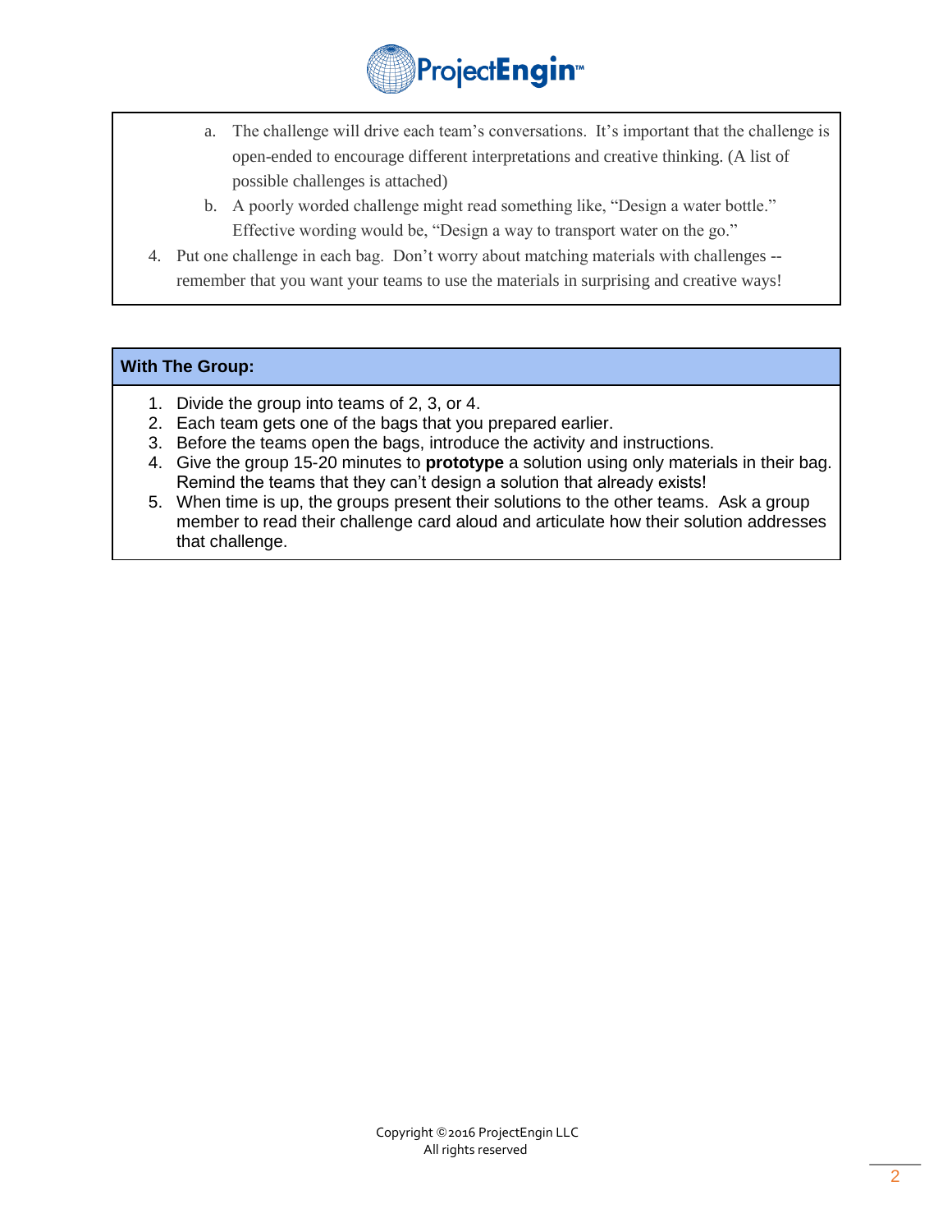a. The challenge will drive each team's conversations. It's important that the challenge is open-ended to encourage different interpretations and creative thinking. (A list of possible challenges is attached)
   b. A poorly worded challenge might read something like, "Design a water bottle." Effective wording would be, "Design a way to transport water on the go."

4. Put one challenge in each bag. Don't worry about matching materials with challenges -- remember that you want your teams to use the materials in surprising and creative ways!

## With The Group:

1. Divide the group into teams of 2, 3, or 4.
2. Each team gets one of the bags that you prepared earlier.
3. Before the teams open the bags, introduce the activity and instructions.
4. Give the group 15-20 minutes to **prototype** a solution using only materials in their bag. Remind the teams that they can't design a solution that already exists!
5. When time is up, the groups present their solutions to the other teams. Ask a group member to read their challenge card aloud and articulate how their solution addresses that challenge.

Copyright ©2016 ProjectEngin LLC
All rights reserved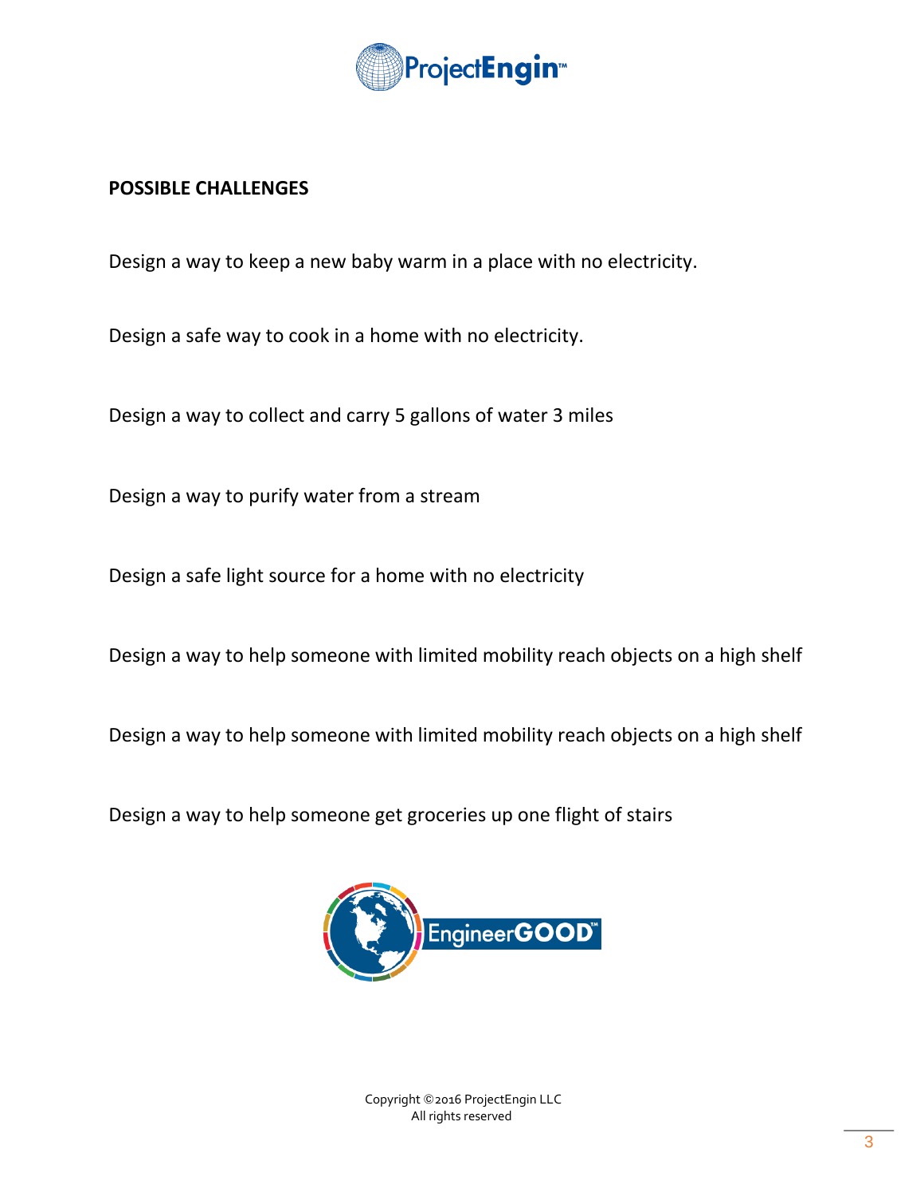## POSSIBLE CHALLENGES

Design a way to keep a new baby warm in a place with no electricity.

Design a safe way to cook in a home with no electricity.

Design a way to collect and carry 5 gallons of water 3 miles

Design a way to purify water from a stream

Design a safe light source for a home with no electricity

Design a way to help someone with limited mobility reach objects on a high shelf

Design a way to help someone with limited mobility reach objects on a high shelf

Design a way to help someone get groceries up one flight of stairs

Copyright ©2016 ProjectEngin LLC
All rights reserved